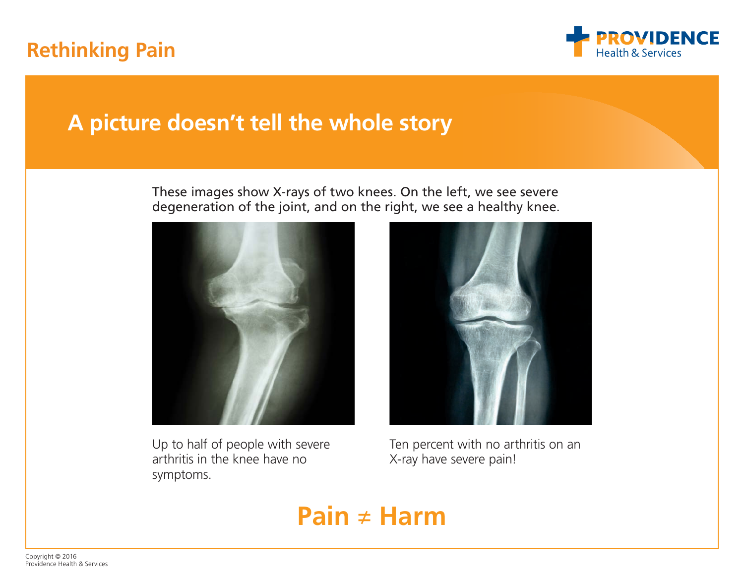# Rethinking Pain

## A picture doesn't tell the whole story

These images show X-rays of two knees. On the left, we see severe degeneration of the joint, and on the right, we see a healthy knee.

Up to half of people with severe arthritis in the knee have no symptoms.

Ten percent with no arthritis on an X-ray have severe pain!

**Pain ≠ Harm**

Copyright © 2016
Providence Health & Services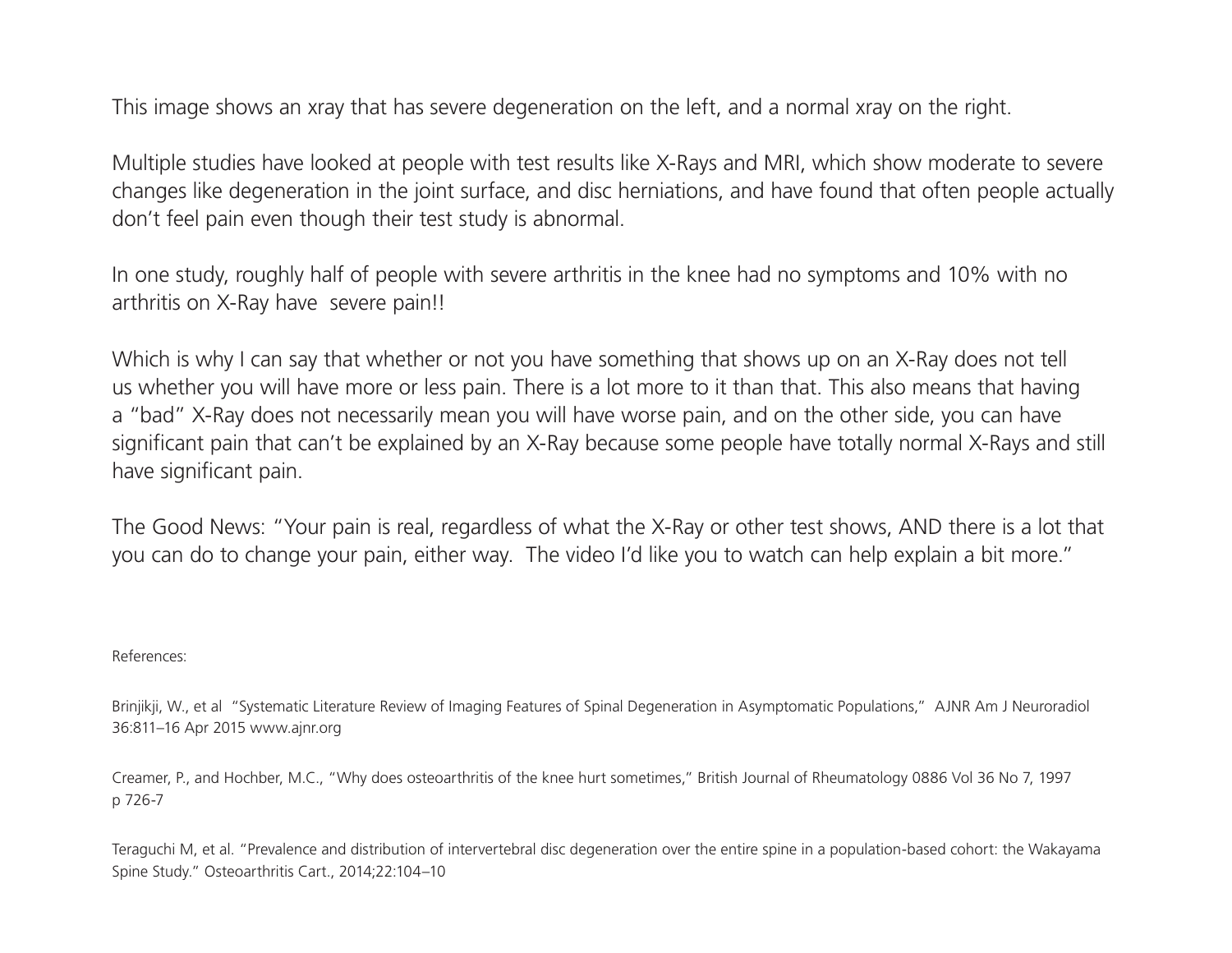This image shows an xray that has severe degeneration on the left, and a normal xray on the right.

Multiple studies have looked at people with test results like X-Rays and MRI, which show moderate to severe changes like degeneration in the joint surface, and disc herniations, and have found that often people actually don't feel pain even though their test study is abnormal.

In one study, roughly half of people with severe arthritis in the knee had no symptoms and 10% with no arthritis on X-Ray have  severe pain!!

Which is why I can say that whether or not you have something that shows up on an X-Ray does not tell us whether you will have more or less pain. There is a lot more to it than that. This also means that having a "bad" X-Ray does not necessarily mean you will have worse pain, and on the other side, you can have significant pain that can't be explained by an X-Ray because some people have totally normal X-Rays and still have significant pain.

The Good News: "Your pain is real, regardless of what the X-Ray or other test shows, AND there is a lot that you can do to change your pain, either way.  The video I'd like you to watch can help explain a bit more."

References:

Brinjikji, W., et al  "Systematic Literature Review of Imaging Features of Spinal Degeneration in Asymptomatic Populations,"  AJNR Am J Neuroradiol 36:811–16 Apr 2015 www.ajnr.org

Creamer, P., and Hochber, M.C., "Why does osteoarthritis of the knee hurt sometimes," British Journal of Rheumatology 0886 Vol 36 No 7, 1997 p 726-7

Teraguchi M, et al. "Prevalence and distribution of intervertebral disc degeneration over the entire spine in a population-based cohort: the Wakayama Spine Study." Osteoarthritis Cart., 2014;22:104–10